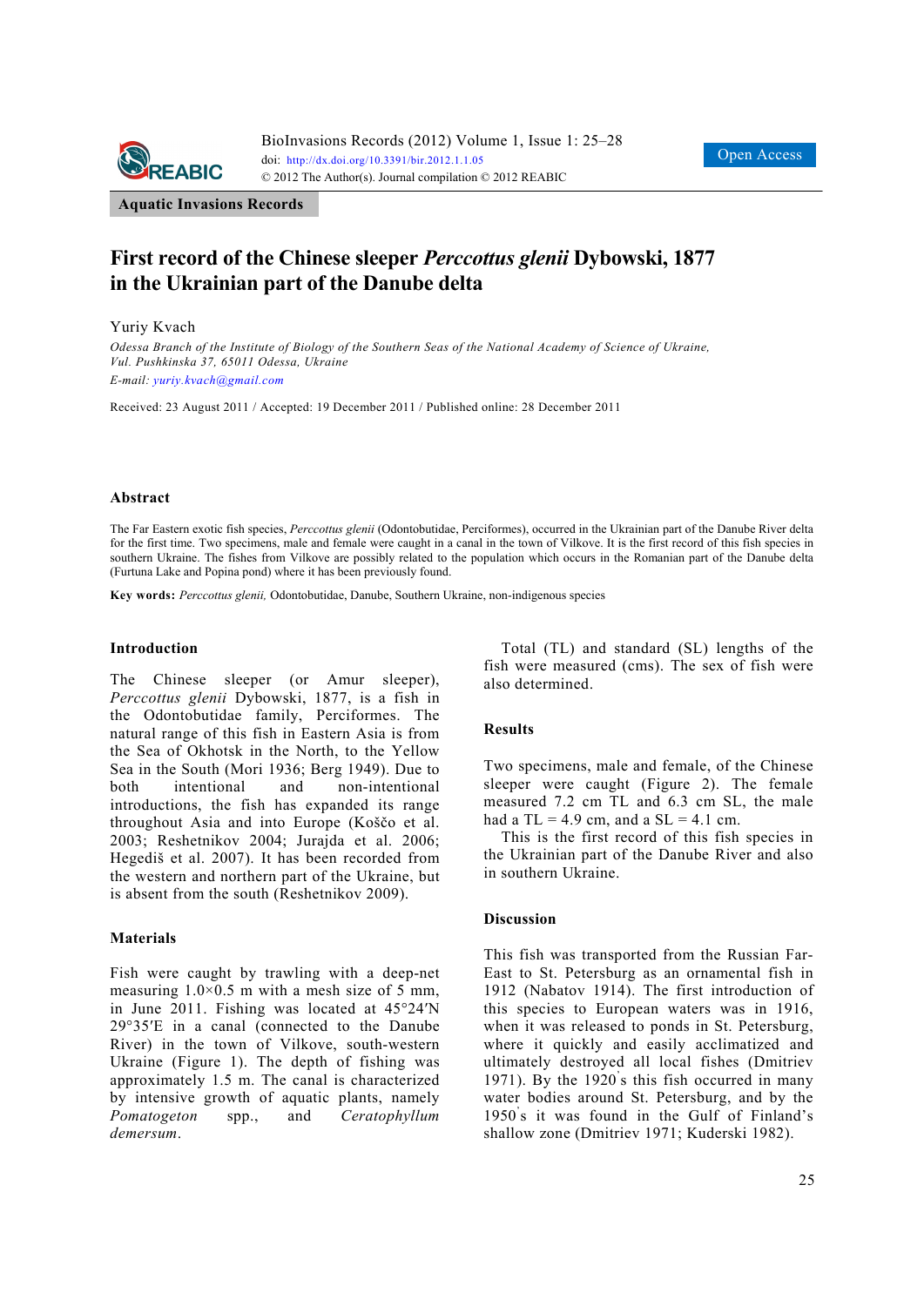Aquatic Invasions Records

# First record of the Chinese sleeper *Perccottus glenii* Dybowski, 1877 in the Ukrainian part of the Danube delta

Yuriy Kvach

*Odessa Branch of the Institute of Biology of the Southern Seas of the National Academy of Science of Ukraine, Vul. Pushkinska 37, 65011 Odessa, Ukraine*

*E-mail: yuriy.kvach@gmail.com*

Received: 23 August 2011 / Accepted: 19 December 2011 / Published online: 28 December 2011

## Abstract

The Far Eastern exotic fish species, *Perccottus glenii* (Odontobutidae, Perciformes), occurred in the Ukrainian part of the Danube River delta for the first time. Two specimens, male and female were caught in a canal in the town of Vilkove. It is the first record of this fish species in southern Ukraine. The fishes from Vilkove are possibly related to the population which occurs in the Romanian part of the Danube delta (Furtuna Lake and Popina pond) where it has been previously found.

**Key words:** *Perccottus glenii,* Odontobutidae, Danube, Southern Ukraine, non-indigenous species

## Introduction

The Chinese sleeper (or Amur sleeper), *Perccottus glenii* Dybowski, 1877, is a fish in the Odontobutidae family, Perciformes. The natural range of this fish in Eastern Asia is from the Sea of Okhotsk in the North, to the Yellow Sea in the South (Mori 1936; Berg 1949). Due to both intentional and non-intentional introductions, the fish has expanded its range throughout Asia and into Europe (Koščo et al. 2003; Reshetnikov 2004; Jurajda et al. 2006; Hegediš et al. 2007). It has been recorded from the western and northern part of the Ukraine, but is absent from the south (Reshetnikov 2009).

## Materials

Fish were caught by trawling with a deep-net measuring 1.0×0.5 m with a mesh size of 5 mm, in June 2011. Fishing was located at 45°24′N 29°35′E in a canal (connected to the Danube River) in the town of Vilkove, south-western Ukraine (Figure 1). The depth of fishing was approximately 1.5 m. The canal is characterized by intensive growth of aquatic plants, namely *Pomatogeton* spp., and *Ceratophyllum demersum*.

Total (TL) and standard (SL) lengths of the fish were measured (cms). The sex of fish were also determined.

## Results

Two specimens, male and female, of the Chinese sleeper were caught (Figure 2). The female measured 7.2 cm TL and 6.3 cm SL, the male had a TL = 4.9 cm, and a SL = 4.1 cm.

This is the first record of this fish species in the Ukrainian part of the Danube River and also in southern Ukraine.

## Discussion

This fish was transported from the Russian Far-East to St. Petersburg as an ornamental fish in 1912 (Nabatov 1914). The first introduction of this species to European waters was in 1916, when it was released to ponds in St. Petersburg, where it quickly and easily acclimatized and ultimately destroyed all local fishes (Dmitriev 1971). By the 1920's this fish occurred in many water bodies around St. Petersburg, and by the 1950's it was found in the Gulf of Finland's shallow zone (Dmitriev 1971; Kuderski 1982).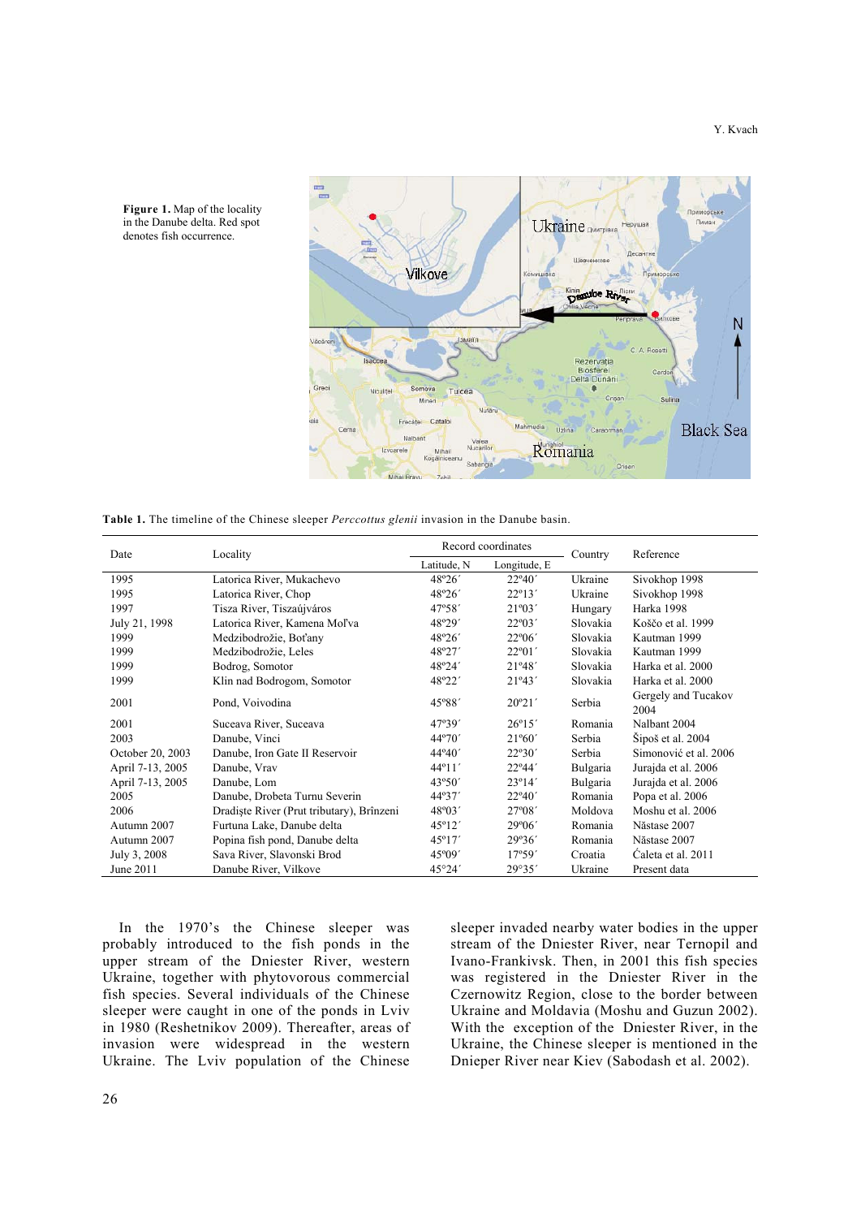**Figure 1.** Map of the locality in the Danube delta. Red spot denotes fish occurrence.

**Table 1.** The timeline of the Chinese sleeper *Perccottus glenii* invasion in the Danube basin.

| Date | Locality | Record coordinates | | Country | Reference |
|---|---|---|---|---|---|
| | | Latitude, N | Longitude, E | | |
| 1995 | Latorica River, Mukachevo | 48º26´ | 22º40´ | Ukraine | Sivokhop 1998 |
| 1995 | Latorica River, Chop | 48º26´ | 22º13´ | Ukraine | Sivokhop 1998 |
| 1997 | Tisza River, Tiszaújváros | 47º58´ | 21º03´ | Hungary | Harka 1998 |
| July 21, 1998 | Latorica River, Kamena Moľva | 48º29´ | 22º03´ | Slovakia | Koščo et al. 1999 |
| 1999 | Medzibodrožie, Boťany | 48º26´ | 22º06´ | Slovakia | Kautman 1999 |
| 1999 | Medzibodrožie, Leles | 48º27´ | 22º01´ | Slovakia | Kautman 1999 |
| 1999 | Bodrog, Somotor | 48º24´ | 21º48´ | Slovakia | Harka et al. 2000 |
| 1999 | Klin nad Bodrogom, Somotor | 48º22´ | 21º43´ | Slovakia | Harka et al. 2000 |
| 2001 | Pond, Voivodina | 45º88´ | 20º21´ | Serbia | Gergely and Tucakov 2004 |
| 2001 | Suceava River, Suceava | 47º39´ | 26º15´ | Romania | Nalbant 2004 |
| 2003 | Danube, Vinci | 44º70´ | 21º60´ | Serbia | Šipoš et al. 2004 |
| October 20, 2003 | Danube, Iron Gate II Reservoir | 44º40´ | 22º30´ | Serbia | Simonović et al. 2006 |
| April 7-13, 2005 | Danube, Vrav | 44º11´ | 22º44´ | Bulgaria | Jurajda et al. 2006 |
| April 7-13, 2005 | Danube, Lom | 43º50´ | 23º14´ | Bulgaria | Jurajda et al. 2006 |
| 2005 | Danube, Drobeta Turnu Severin | 44º37´ | 22º40´ | Romania | Popa et al. 2006 |
| 2006 | Dradişte River (Prut tributary), Brînzeni | 48º03´ | 27º08´ | Moldova | Moshu et al. 2006 |
| Autumn 2007 | Furtuna Lake, Danube delta | 45º12´ | 29º06´ | Romania | Năstase 2007 |
| Autumn 2007 | Popina fish pond, Danube delta | 45º17´ | 29º36´ | Romania | Năstase 2007 |
| July 3, 2008 | Sava River, Slavonski Brod | 45º09´ | 17º59´ | Croatia | Ćaleta et al. 2011 |
| June 2011 | Danube River, Vilkove | 45°24´ | 29°35´ | Ukraine | Present data |

In the 1970's the Chinese sleeper was probably introduced to the fish ponds in the upper stream of the Dniester River, western Ukraine, together with phytovorous commercial fish species. Several individuals of the Chinese sleeper were caught in one of the ponds in Lviv in 1980 (Reshetnikov 2009). Thereafter, areas of invasion were widespread in the western Ukraine. The Lviv population of the Chinese sleeper invaded nearby water bodies in the upper stream of the Dniester River, near Ternopil and Ivano-Frankivsk. Then, in 2001 this fish species was registered in the Dniester River in the Czernowitz Region, close to the border between Ukraine and Moldavia (Moshu and Guzun 2002). With the exception of the Dniester River, in the Ukraine, the Chinese sleeper is mentioned in the Dnieper River near Kiev (Sabodash et al. 2002).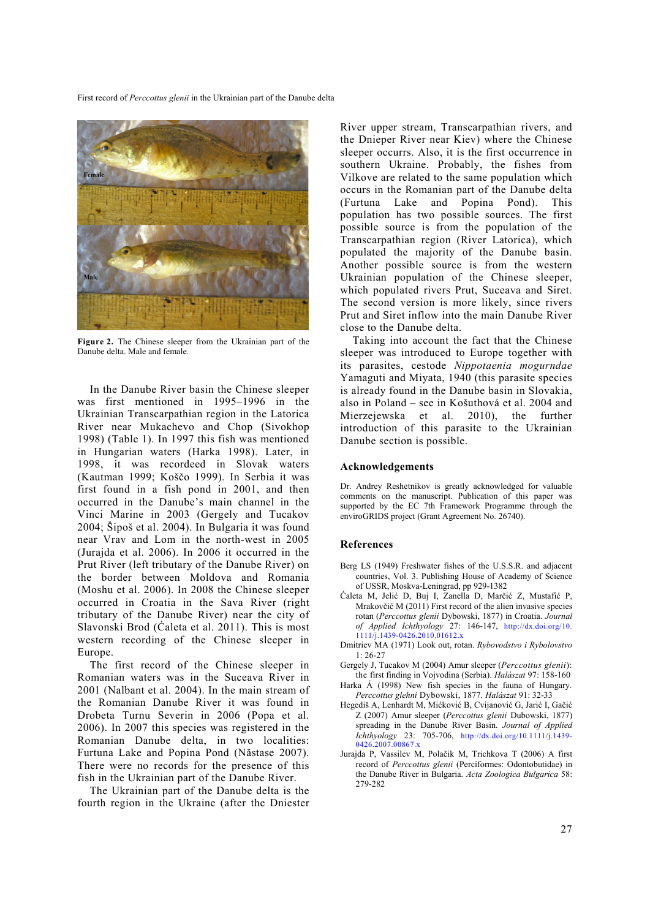**Figure 2.** The Chinese sleeper from the Ukrainian part of the Danube delta. Male and female.

In the Danube River basin the Chinese sleeper was first mentioned in 1995–1996 in the Ukrainian Transcarpathian region in the Latorica River near Mukachevo and Chop (Sivokhop 1998) (Table 1). In 1997 this fish was mentioned in Hungarian waters (Harka 1998). Later, in 1998, it was recordeed in Slovak waters (Kautman 1999; Koščo 1999). In Serbia it was first found in a fish pond in 2001, and then occurred in the Danube's main channel in the Vinci Marine in 2003 (Gergely and Tucakov 2004; Šipoš et al. 2004). In Bulgaria it was found near Vrav and Lom in the north-west in 2005 (Jurajda et al. 2006). In 2006 it occurred in the Prut River (left tributary of the Danube River) on the border between Moldova and Romania (Moshu et al. 2006). In 2008 the Chinese sleeper occurred in Croatia in the Sava River (right tributary of the Danube River) near the city of Slavonski Brod (Ćaleta et al. 2011). This is most western recording of the Chinese sleeper in Europe.

The first record of the Chinese sleeper in Romanian waters was in the Suceava River in 2001 (Nalbant et al. 2004). In the main stream of the Romanian Danube River it was found in Drobeta Turnu Severin in 2006 (Popa et al. 2006). In 2007 this species was registered in the Romanian Danube delta, in two localities: Furtuna Lake and Popina Pond (Năstase 2007). There were no records for the presence of this fish in the Ukrainian part of the Danube River.

The Ukrainian part of the Danube delta is the fourth region in the Ukraine (after the Dniester River upper stream, Transcarpathian rivers, and the Dnieper River near Kiev) where the Chinese sleeper occurrs. Also, it is the first occurence in southern Ukraine. Probably, the fishes from Vilkove are related to the same population which occurs in the Romanian part of the Danube delta (Furtuna Lake and Popina Pond). This population has two possible sources. The first possible source is from the population of the Transcarpathian region (River Latorica), which populated the majority of the Danube basin. Another possible source is from the western Ukrainian population of the Chinese sleeper, which populated rivers Prut, Suceava and Siret. The second version is more likely, since rivers Prut and Siret inflow into the main Danube River close to the Danube delta.

Taking into account the fact that the Chinese sleeper was introduced to Europe together with its parasites, cestode *Nippotaenia mogurndae* Yamaguti and Miyata, 1940 (this parasite species is already found in the Danube basin in Slovakia, also in Poland – see in Košuthová et al. 2004 and Mierzejewska et al. 2010), the further introduction of this parasite to the Ukrainian Danube section is possible.

## Acknowledgements

Dr. Andrey Reshetnikov is greatly acknowledged for valuable comments on the manuscript. Publication of this paper was supported by the EC 7th Framework Programme through the enviroGRIDS project (Grant Agreement No. 26740).

## References

Berg LS (1949) Freshwater fishes of the U.S.S.R. and adjacent countries, Vol. 3. Publishing House of Academy of Science of USSR, Moskva-Leningrad, pp 929-1382

Ćaleta M, Jelić D, Buj I, Zanella D, Marčić Z, Mustafić P, Mrakovčić M (2011) First record of the alien invasive species rotan (*Perccottus glenii* Dybowski, 1877) in Croatia. *Journal of Applied Ichthyology* 27: 146-147, http://dx.doi.org/10.1111/j.1439-0426.2010.01612.x

Dmitriev MA (1971) Look out, rotan. *Rybovodstvo i Rybolovstvo* 1: 26-27

Gergely J, Tucakov M (2004) Amur sleeper (*Perccottus glenii*): the first finding in Vojvodina (Serbia). *Halászat* 97: 158-160

Harka Á (1998) New fish species in the fauna of Hungary. *Perccottus glehni* Dybowski, 1877. *Halászat* 91: 32-33

Hegediš A, Lenhardt M, Mićković B, Cvijanović G, Jarić I, Gačić Z (2007) Amur sleeper (*Perccottus glenii* Dubowski, 1877) spreading in the Danube River Basin. *Journal of Applied Ichthyology* 23: 705-706, http://dx.doi.org/10.1111/j.1439-0426.2007.00867.x

Jurajda P, Vassilev M, Polačik M, Trichkova T (2006) A first record of *Perccottus glenii* (Perciformes: Odontobutidae) in the Danube River in Bulgaria. *Acta Zoologica Bulgarica* 58: 279-282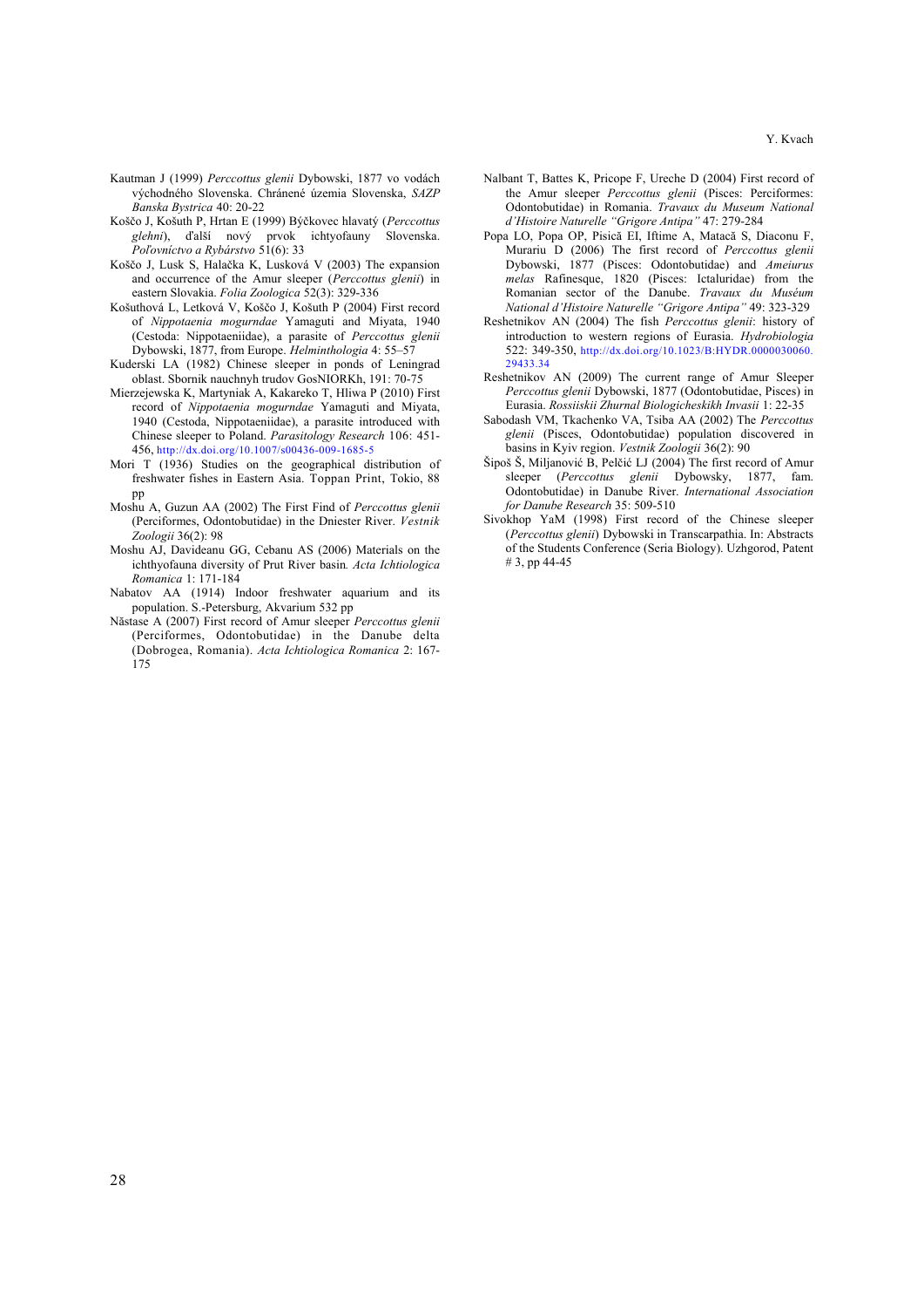Kautman J (1999) *Perccottus glenii* Dybowski, 1877 vo vodách východného Slovenska. Chránené územia Slovenska, *SAZP Banska Bystrica* 40: 20-22

Koščo J, Košuth P, Hrtan E (1999) Býčkovec hlavatý (*Perccottus glehni*), ďalší nový prvok ichtyofauny Slovenska. *Poľovníctvo a Rybárstvo* 51(6): 33

Koščo J, Lusk S, Halačka K, Lusková V (2003) The expansion and occurrence of the Amur sleeper (*Perccottus glenii*) in eastern Slovakia. *Folia Zoologica* 52(3): 329-336

Košuthová L, Letková V, Koščo J, Košuth P (2004) First record of *Nippotaenia mogurndae* Yamaguti and Miyata, 1940 (Cestoda: Nippotaeniidae), a parasite of *Perccottus glenii* Dybowski, 1877, from Europe. *Helminthologia* 4: 55–57

Kuderski LA (1982) Chinese sleeper in ponds of Leningrad oblast. Sbornik nauchnyh trudov GosNIORKh, 191: 70-75

Mierzejewska K, Martyniak A, Kakareko T, Hliwa P (2010) First record of *Nippotaenia mogurndae* Yamaguti and Miyata, 1940 (Cestoda, Nippotaeniidae), a parasite introduced with Chinese sleeper to Poland. *Parasitology Research* 106: 451-456, http://dx.doi.org/10.1007/s00436-009-1685-5

Mori T (1936) Studies on the geographical distribution of freshwater fishes in Eastern Asia. Toppan Print, Tokio, 88 pp

Moshu A, Guzun AA (2002) The First Find of *Perccottus glenii* (Perciformes, Odontobutidae) in the Dniester River. *Vestnik Zoologii* 36(2): 98

Moshu AJ, Davideanu GG, Cebanu AS (2006) Materials on the ichthyofauna diversity of Prut River basin*. Acta Ichtiologica Romanica* 1: 171-184

Nabatov AA (1914) Indoor freshwater aquarium and its population. S.-Petersburg, Akvarium 532 pp

Năstase A (2007) First record of Amur sleeper *Perccottus glenii* (Perciformes, Odontobutidae) in the Danube delta (Dobrogea, Romania). *Acta Ichtiologica Romanica* 2: 167-175

Nalbant T, Battes K, Pricope F, Ureche D (2004) First record of the Amur sleeper *Perccottus glenii* (Pisces: Perciformes: Odontobutidae) in Romania. *Travaux du Museum National d'Histoire Naturelle "Grigore Antipa"* 47: 279-284

Popa LO, Popa OP, Pisică EI, Iftime A, Matacă S, Diaconu F, Murariu D (2006) The first record of *Perccottus glenii* Dybowski, 1877 (Pisces: Odontobutidae) and *Ameiurus melas* Rafinesque, 1820 (Pisces: Ictaluridae) from the Romanian sector of the Danube. *Travaux du Muséum National d'Histoire Naturelle "Grigore Antipa"* 49: 323-329

Reshetnikov AN (2004) The fish *Perccottus glenii*: history of introduction to western regions of Eurasia. *Hydrobiologia* 522: 349-350, http://dx.doi.org/10.1023/B:HYDR.0000030060.29433.34

Reshetnikov AN (2009) The current range of Amur Sleeper *Perccottus glenii* Dybowski, 1877 (Odontobutidae, Pisces) in Eurasia. *Rossiiskii Zhurnal Biologicheskikh Invasii* 1: 22-35

Sabodash VM, Tkachenko VA, Tsiba AA (2002) The *Perccottus glenii* (Pisces, Odontobutidae) population discovered in basins in Kyiv region. *Vestnik Zoologii* 36(2): 90

Šipoš Š, Miljanović B, Pelčić LJ (2004) The first record of Amur sleeper (*Perccottus glenii* Dybowsky, 1877, fam. Odontobutidae) in Danube River. *International Association for Danube Research* 35: 509-510

Sivokhop YaM (1998) First record of the Chinese sleeper (*Perccottus glenii*) Dybowski in Transcarpathia. In: Abstracts of the Students Conference (Seria Biology). Uzhgorod, Patent # 3, pp 44-45